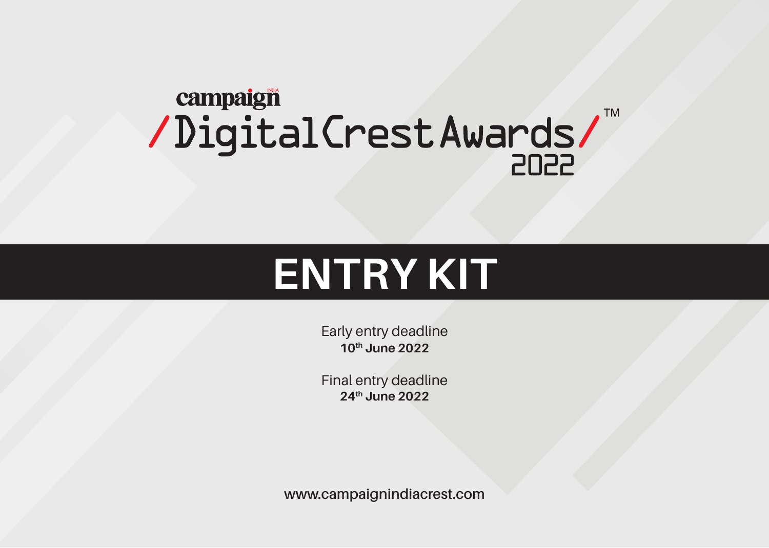campaign INDIA

# /Digital Crest Awards/™ 2022

# ENTRY KIT

Early entry deadline
**10th June 2022**

Final entry deadline
**24th June 2022**

www.campaignindiacrest.com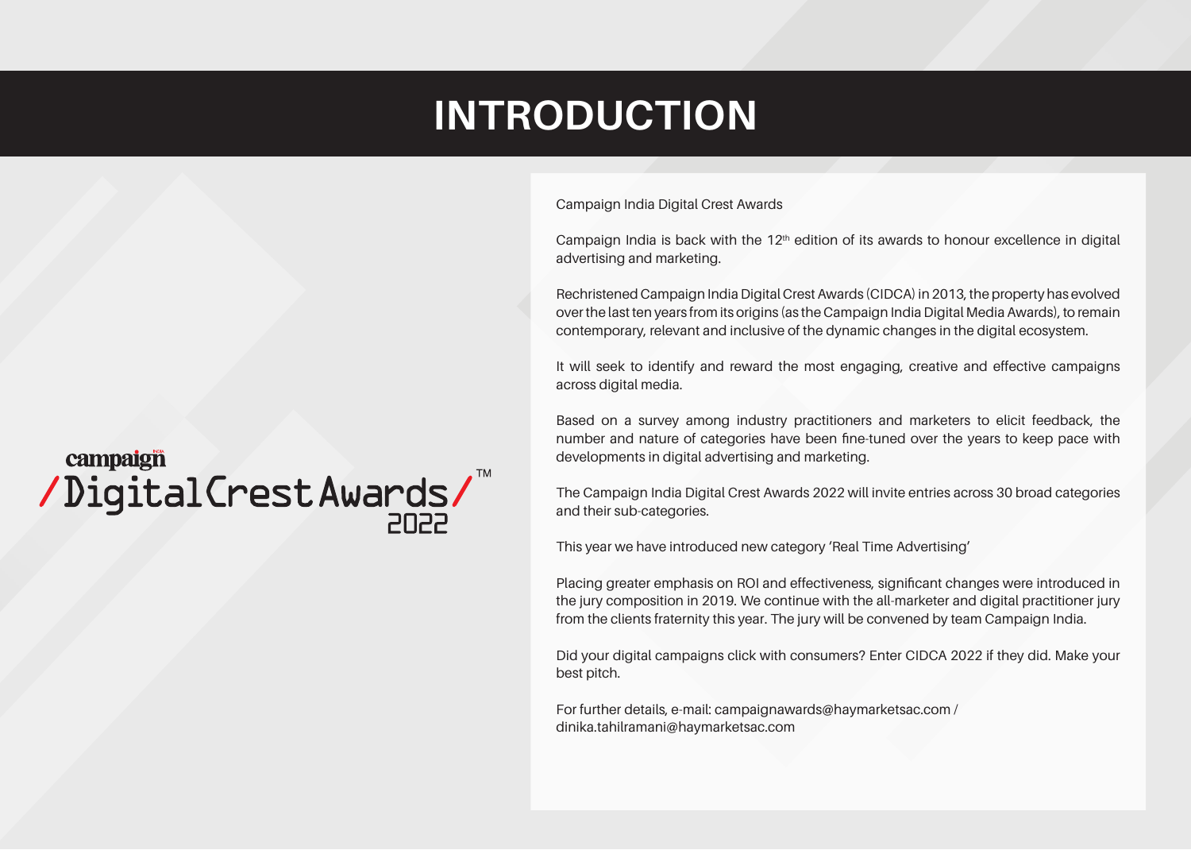# INTRODUCTION

campaign INDIA
/DigitalCrestAwards/™
2022

Campaign India Digital Crest Awards

Campaign India is back with the 12th edition of its awards to honour excellence in digital advertising and marketing.

Rechristened Campaign India Digital Crest Awards (CIDCA) in 2013, the property has evolved over the last ten years from its origins (as the Campaign India Digital Media Awards), to remain contemporary, relevant and inclusive of the dynamic changes in the digital ecosystem.

It will seek to identify and reward the most engaging, creative and effective campaigns across digital media.

Based on a survey among industry practitioners and marketers to elicit feedback, the number and nature of categories have been fine-tuned over the years to keep pace with developments in digital advertising and marketing.

The Campaign India Digital Crest Awards 2022 will invite entries across 30 broad categories and their sub-categories.

This year we have introduced new category 'Real Time Advertising'

Placing greater emphasis on ROI and effectiveness, significant changes were introduced in the jury composition in 2019. We continue with the all-marketer and digital practitioner jury from the clients fraternity this year. The jury will be convened by team Campaign India.

Did your digital campaigns click with consumers? Enter CIDCA 2022 if they did. Make your best pitch.

For further details, e-mail: campaignawards@haymarketsac.com / dinika.tahilramani@haymarketsac.com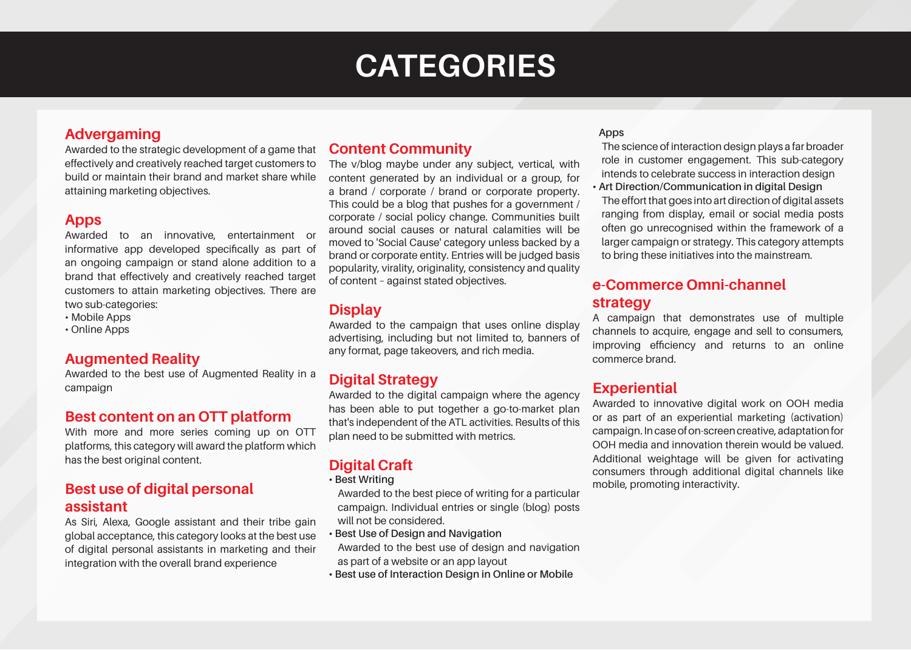# CATEGORIES

## Advergaming

Awarded to the strategic development of a game that effectively and creatively reached target customers to build or maintain their brand and market share while attaining marketing objectives.

## Apps

Awarded to an innovative, entertainment or informative app developed specifically as part of an ongoing campaign or stand alone addition to a brand that effectively and creatively reached target customers to attain marketing objectives. There are two sub-categories:

- Mobile Apps
- Online Apps

## Augmented Reality

Awarded to the best use of Augmented Reality in a campaign

## Best content on an OTT platform

With more and more series coming up on OTT platforms, this category will award the platform which has the best original content.

## Best use of digital personal assistant

As Siri, Alexa, Google assistant and their tribe gain global acceptance, this category looks at the best use of digital personal assistants in marketing and their integration with the overall brand experience

## Content Community

The v/blog maybe under any subject, vertical, with content generated by an individual or a group, for a brand / corporate / brand or corporate property. This could be a blog that pushes for a government / corporate / social policy change. Communities built around social causes or natural calamities will be moved to 'Social Cause' category unless backed by a brand or corporate entity. Entries will be judged basis popularity, virality, originality, consistency and quality of content – against stated objectives.

## Display

Awarded to the campaign that uses online display advertising, including but not limited to, banners of any format, page takeovers, and rich media.

## Digital Strategy

Awarded to the digital campaign where the agency has been able to put together a go-to-market plan that's independent of the ATL activities. Results of this plan need to be submitted with metrics.

## Digital Craft

- **Best Writing**
  Awarded to the best piece of writing for a particular campaign. Individual entries or single (blog) posts will not be considered.
- **Best Use of Design and Navigation**
  Awarded to the best use of design and navigation as part of a website or an app layout
- **Best use of Interaction Design in Online or Mobile Apps**
  The science of interaction design plays a far broader role in customer engagement. This sub-category intends to celebrate success in interaction design
- **Art Direction/Communication in digital Design**
  The effort that goes into art direction of digital assets ranging from display, email or social media posts often go unrecognised within the framework of a larger campaign or strategy. This category attempts to bring these initiatives into the mainstream.

## e-Commerce Omni-channel strategy

A campaign that demonstrates use of multiple channels to acquire, engage and sell to consumers, improving efficiency and returns to an online commerce brand.

## Experiential

Awarded to innovative digital work on OOH media or as part of an experiential marketing (activation) campaign. In case of on-screen creative, adaptation for OOH media and innovation therein would be valued. Additional weightage will be given for activating consumers through additional digital channels like mobile, promoting interactivity.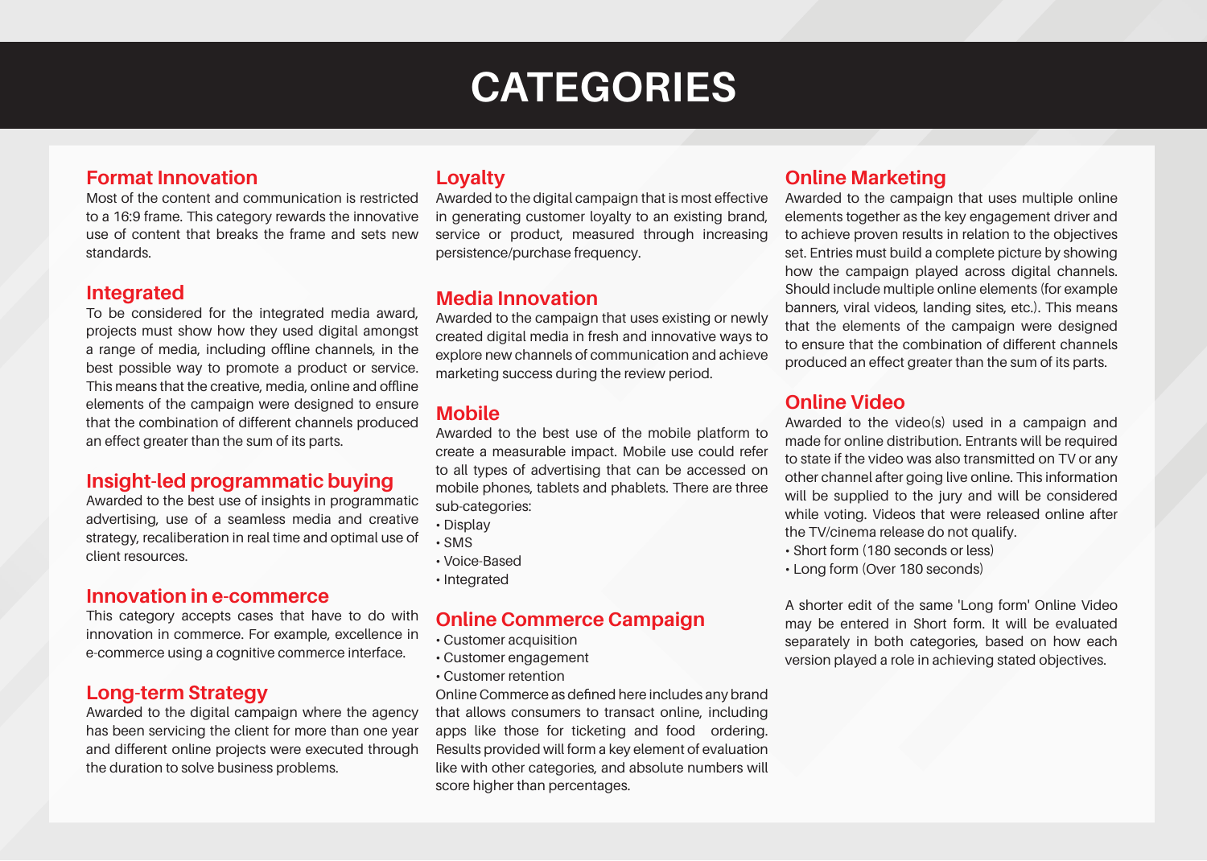# CATEGORIES

## Format Innovation

Most of the content and communication is restricted to a 16:9 frame. This category rewards the innovative use of content that breaks the frame and sets new standards.

## Integrated

To be considered for the integrated media award, projects must show how they used digital amongst a range of media, including offline channels, in the best possible way to promote a product or service. This means that the creative, media, online and offline elements of the campaign were designed to ensure that the combination of different channels produced an effect greater than the sum of its parts.

## Insight-led programmatic buying

Awarded to the best use of insights in programmatic advertising, use of a seamless media and creative strategy, recaliberation in real time and optimal use of client resources.

## Innovation in e-commerce

This category accepts cases that have to do with innovation in commerce. For example, excellence in e-commerce using a cognitive commerce interface.

## Long-term Strategy

Awarded to the digital campaign where the agency has been servicing the client for more than one year and different online projects were executed through the duration to solve business problems.

## Loyalty

Awarded to the digital campaign that is most effective in generating customer loyalty to an existing brand, service or product, measured through increasing persistence/purchase frequency.

## Media Innovation

Awarded to the campaign that uses existing or newly created digital media in fresh and innovative ways to explore new channels of communication and achieve marketing success during the review period.

## Mobile

Awarded to the best use of the mobile platform to create a measurable impact. Mobile use could refer to all types of advertising that can be accessed on mobile phones, tablets and phablets. There are three sub-categories:

- Display
- SMS
- Voice-Based
- Integrated

## Online Commerce Campaign

- Customer acquisition
- Customer engagement
- Customer retention

Online Commerce as defined here includes any brand that allows consumers to transact online, including apps like those for ticketing and food ordering. Results provided will form a key element of evaluation like with other categories, and absolute numbers will score higher than percentages.

## Online Marketing

Awarded to the campaign that uses multiple online elements together as the key engagement driver and to achieve proven results in relation to the objectives set. Entries must build a complete picture by showing how the campaign played across digital channels. Should include multiple online elements (for example banners, viral videos, landing sites, etc.). This means that the elements of the campaign were designed to ensure that the combination of different channels produced an effect greater than the sum of its parts.

## Online Video

Awarded to the video(s) used in a campaign and made for online distribution. Entrants will be required to state if the video was also transmitted on TV or any other channel after going live online. This information will be supplied to the jury and will be considered while voting. Videos that were released online after the TV/cinema release do not qualify.

- Short form (180 seconds or less)
- Long form (Over 180 seconds)

A shorter edit of the same 'Long form' Online Video may be entered in Short form. It will be evaluated separately in both categories, based on how each version played a role in achieving stated objectives.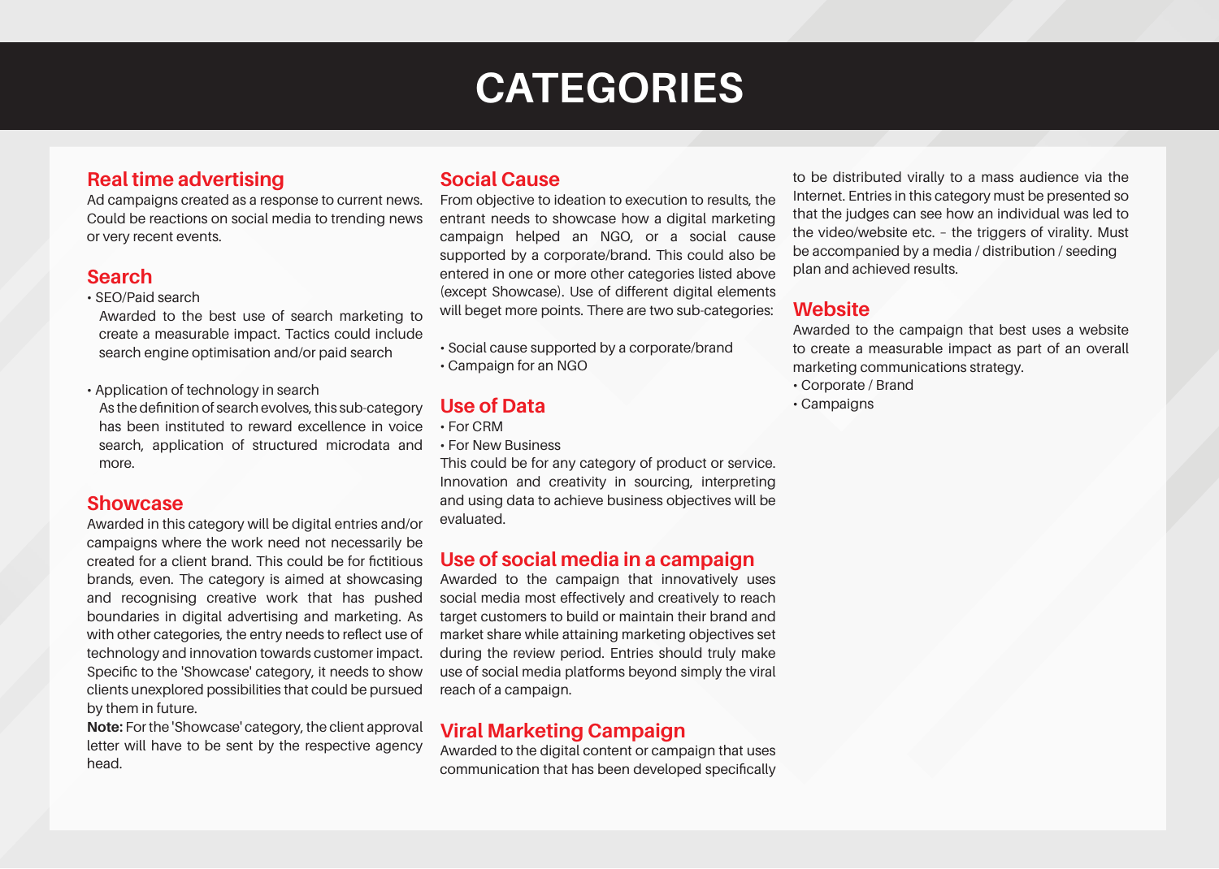# CATEGORIES

## Real time advertising

Ad campaigns created as a response to current news. Could be reactions on social media to trending news or very recent events.

## Search

- SEO/Paid search

  Awarded to the best use of search marketing to create a measurable impact. Tactics could include search engine optimisation and/or paid search

- Application of technology in search

  As the definition of search evolves, this sub-category has been instituted to reward excellence in voice search, application of structured microdata and more.

## Showcase

Awarded in this category will be digital entries and/or campaigns where the work need not necessarily be created for a client brand. This could be for fictitious brands, even. The category is aimed at showcasing and recognising creative work that has pushed boundaries in digital advertising and marketing. As with other categories, the entry needs to reflect use of technology and innovation towards customer impact. Specific to the 'Showcase' category, it needs to show clients unexplored possibilities that could be pursued by them in future.

**Note:** For the 'Showcase' category, the client approval letter will have to be sent by the respective agency head.

## Social Cause

From objective to ideation to execution to results, the entrant needs to showcase how a digital marketing campaign helped an NGO, or a social cause supported by a corporate/brand. This could also be entered in one or more other categories listed above (except Showcase). Use of different digital elements will beget more points. There are two sub-categories:

- Social cause supported by a corporate/brand
- Campaign for an NGO

## Use of Data

- For CRM
- For New Business

This could be for any category of product or service. Innovation and creativity in sourcing, interpreting and using data to achieve business objectives will be evaluated.

## Use of social media in a campaign

Awarded to the campaign that innovatively uses social media most effectively and creatively to reach target customers to build or maintain their brand and market share while attaining marketing objectives set during the review period. Entries should truly make use of social media platforms beyond simply the viral reach of a campaign.

## Viral Marketing Campaign

Awarded to the digital content or campaign that uses communication that has been developed specifically to be distributed virally to a mass audience via the Internet. Entries in this category must be presented so that the judges can see how an individual was led to the video/website etc. – the triggers of virality. Must be accompanied by a media / distribution / seeding plan and achieved results.

## Website

Awarded to the campaign that best uses a website to create a measurable impact as part of an overall marketing communications strategy.

- Corporate / Brand
- Campaigns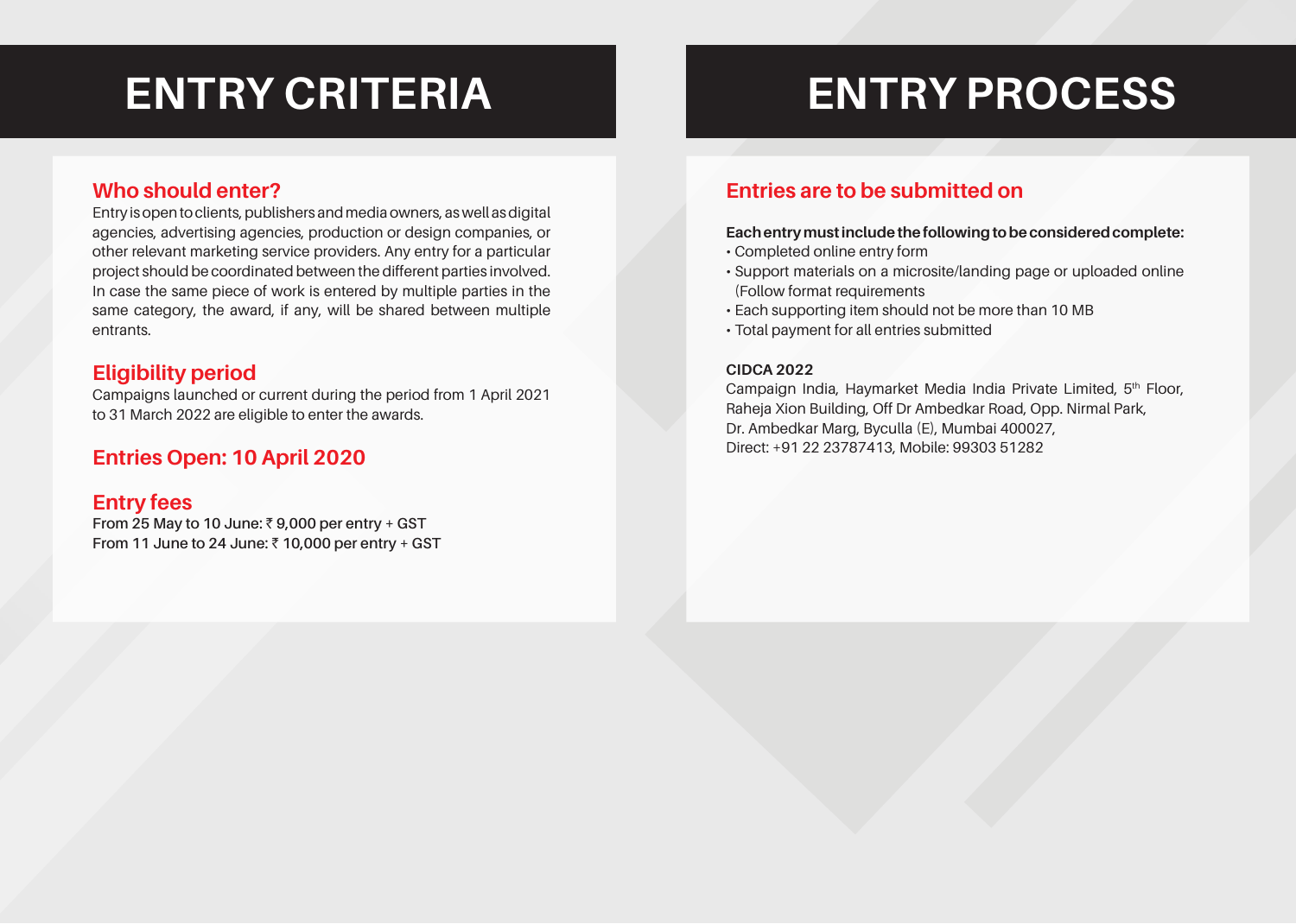# ENTRY CRITERIA

## Who should enter?

Entry is open to clients, publishers and media owners, as well as digital agencies, advertising agencies, production or design companies, or other relevant marketing service providers. Any entry for a particular project should be coordinated between the different parties involved. In case the same piece of work is entered by multiple parties in the same category, the award, if any, will be shared between multiple entrants.

## Eligibility period

Campaigns launched or current during the period from 1 April 2021 to 31 March 2022 are eligible to enter the awards.

## Entries Open: 10 April 2020

## Entry fees

**From 25 May to 10 June: ₹ 9,000 per entry + GST**
**From 11 June to 24 June: ₹ 10,000 per entry + GST**

# ENTRY PROCESS

## Entries are to be submitted on

**Each entry must include the following to be considered complete:**

- Completed online entry form
- Support materials on a microsite/landing page or uploaded online (Follow format requirements
- Each supporting item should not be more than 10 MB
- Total payment for all entries submitted

**CIDCA 2022**
Campaign India, Haymarket Media India Private Limited, 5th Floor, Raheja Xion Building, Off Dr Ambedkar Road, Opp. Nirmal Park,
Dr. Ambedkar Marg, Byculla (E), Mumbai 400027,
Direct: +91 22 23787413, Mobile: 99303 51282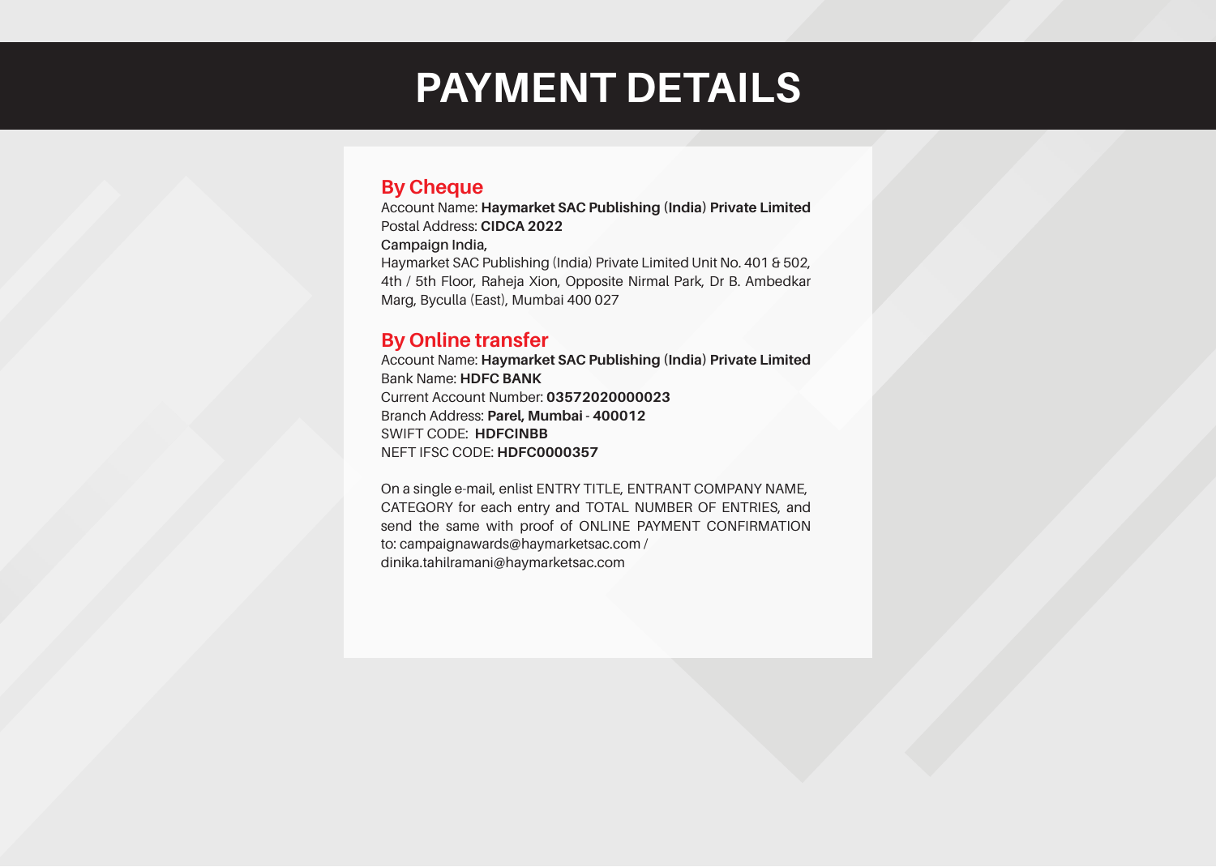# PAYMENT DETAILS

## By Cheque

Account Name: **Haymarket SAC Publishing (India) Private Limited**
Postal Address: **CIDCA 2022**
**Campaign India,**
Haymarket SAC Publishing (India) Private Limited Unit No. 401 & 502, 4th / 5th Floor, Raheja Xion, Opposite Nirmal Park, Dr B. Ambedkar Marg, Byculla (East), Mumbai 400 027

## By Online transfer

Account Name: **Haymarket SAC Publishing (India) Private Limited**
Bank Name: **HDFC BANK**
Current Account Number: **03572020000023**
Branch Address: **Parel, Mumbai** - **400012**
SWIFT CODE: **HDFCINBB**
NEFT IFSC CODE: **HDFC0000357**

On a single e-mail, enlist ENTRY TITLE, ENTRANT COMPANY NAME, CATEGORY for each entry and TOTAL NUMBER OF ENTRIES, and send the same with proof of ONLINE PAYMENT CONFIRMATION to: campaignawards@haymarketsac.com / dinika.tahilramani@haymarketsac.com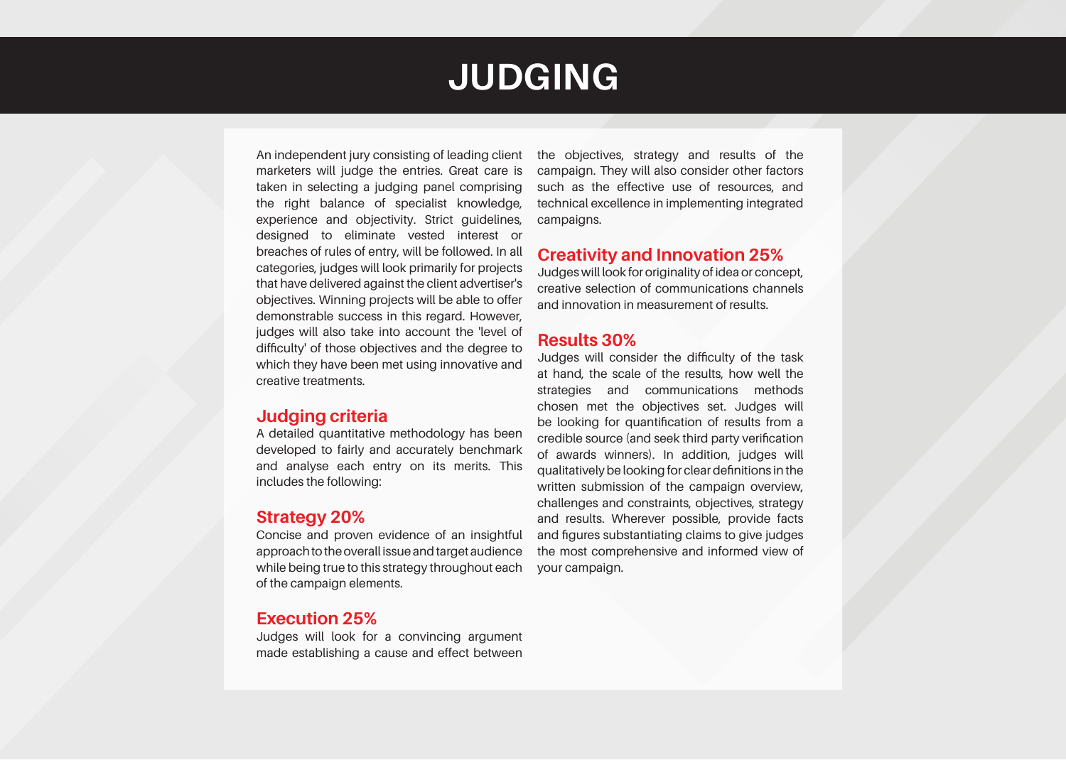# JUDGING

An independent jury consisting of leading client marketers will judge the entries. Great care is taken in selecting a judging panel comprising the right balance of specialist knowledge, experience and objectivity. Strict guidelines, designed to eliminate vested interest or breaches of rules of entry, will be followed. In all categories, judges will look primarily for projects that have delivered against the client advertiser's objectives. Winning projects will be able to offer demonstrable success in this regard. However, judges will also take into account the 'level of difficulty' of those objectives and the degree to which they have been met using innovative and creative treatments.

## Judging criteria

A detailed quantitative methodology has been developed to fairly and accurately benchmark and analyse each entry on its merits. This includes the following:

## Strategy 20%

Concise and proven evidence of an insightful approach to the overall issue and target audience while being true to this strategy throughout each of the campaign elements.

## Execution 25%

Judges will look for a convincing argument made establishing a cause and effect between the objectives, strategy and results of the campaign. They will also consider other factors such as the effective use of resources, and technical excellence in implementing integrated campaigns.

## Creativity and Innovation 25%

Judges will look for originality of idea or concept, creative selection of communications channels and innovation in measurement of results.

## Results 30%

Judges will consider the difficulty of the task at hand, the scale of the results, how well the strategies and communications methods chosen met the objectives set. Judges will be looking for quantification of results from a credible source (and seek third party verification of awards winners). In addition, judges will qualitatively be looking for clear definitions in the written submission of the campaign overview, challenges and constraints, objectives, strategy and results. Wherever possible, provide facts and figures substantiating claims to give judges the most comprehensive and informed view of your campaign.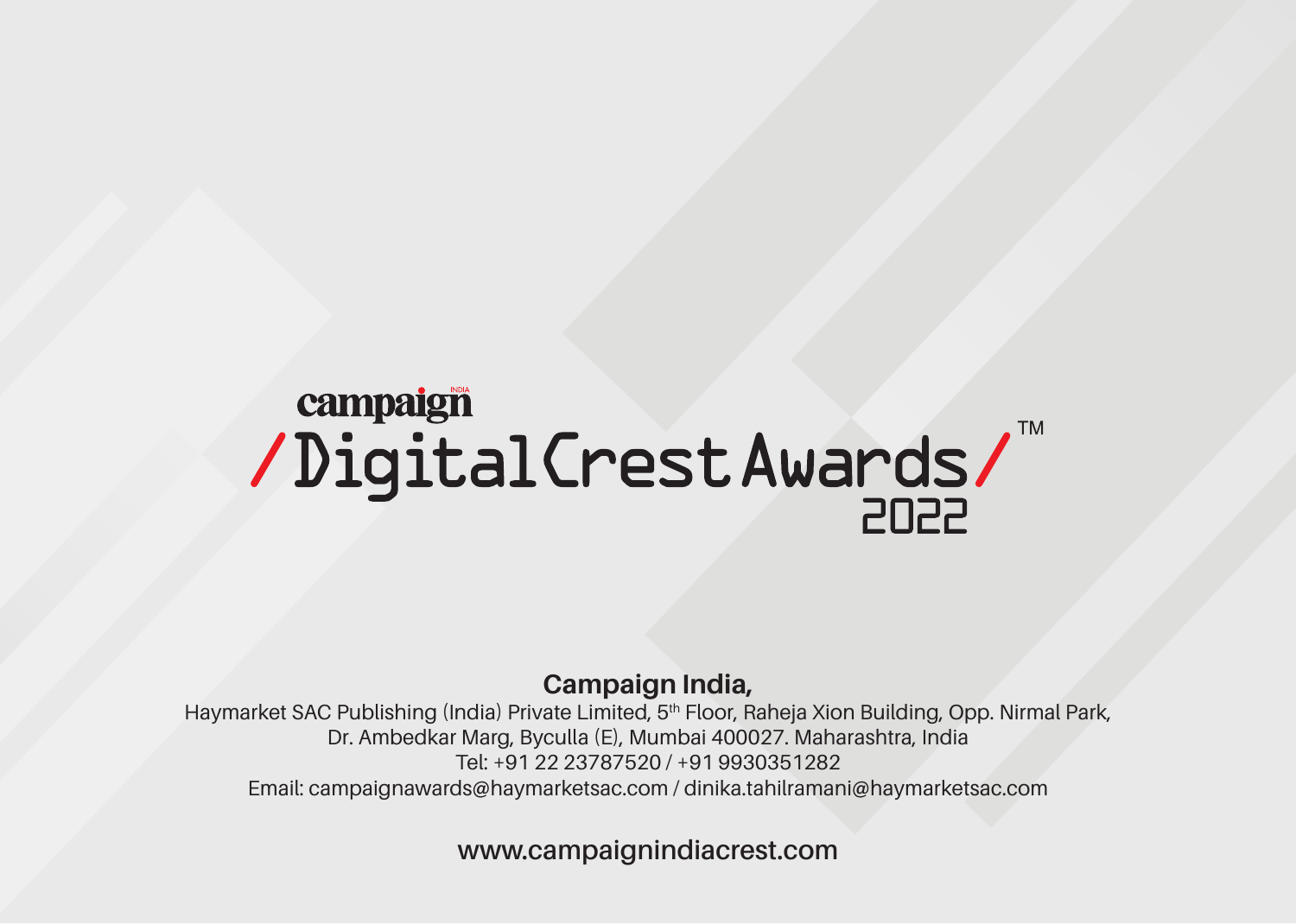campaign INDIA

/DigitalCrestAwards/™
2022

**Campaign India,**

Haymarket SAC Publishing (India) Private Limited, 5th Floor, Raheja Xion Building, Opp. Nirmal Park,
Dr. Ambedkar Marg, Byculla (E), Mumbai 400027. Maharashtra, India
Tel: +91 22 23787520 / +91 9930351282
Email: campaignawards@haymarketsac.com / dinika.tahilramani@haymarketsac.com

**www.campaignindiacrest.com**